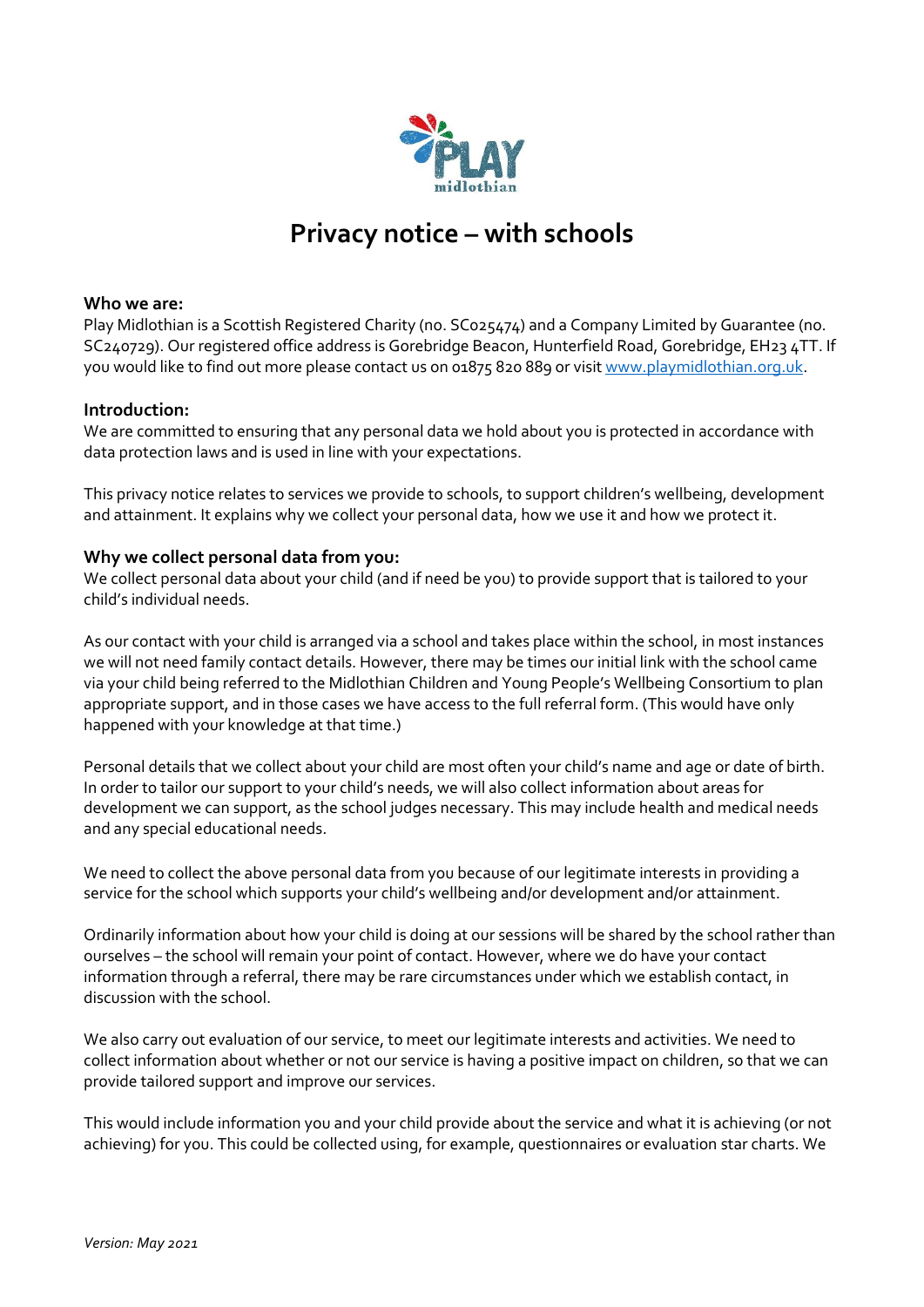# Privacy notice – with schools

**Who we are:**
Play Midlothian is a Scottish Registered Charity (no. SC025474) and a Company Limited by Guarantee (no. SC240729). Our registered office address is Gorebridge Beacon, Hunterfield Road, Gorebridge, EH23 4TT. If you would like to find out more please contact us on 01875 820 889 or visit [www.playmidlothian.org.uk](http://www.playmidlothian.org.uk).

**Introduction:**
We are committed to ensuring that any personal data we hold about you is protected in accordance with data protection laws and is used in line with your expectations.

This privacy notice relates to services we provide to schools, to support children's wellbeing, development and attainment. It explains why we collect your personal data, how we use it and how we protect it.

**Why we collect personal data from you:**
We collect personal data about your child (and if need be you) to provide support that is tailored to your child's individual needs.

As our contact with your child is arranged via a school and takes place within the school, in most instances we will not need family contact details. However, there may be times our initial link with the school came via your child being referred to the Midlothian Children and Young People's Wellbeing Consortium to plan appropriate support, and in those cases we have access to the full referral form. (This would have only happened with your knowledge at that time.)

Personal details that we collect about your child are most often your child's name and age or date of birth. In order to tailor our support to your child's needs, we will also collect information about areas for development we can support, as the school judges necessary. This may include health and medical needs and any special educational needs.

We need to collect the above personal data from you because of our legitimate interests in providing a service for the school which supports your child's wellbeing and/or development and/or attainment.

Ordinarily information about how your child is doing at our sessions will be shared by the school rather than ourselves – the school will remain your point of contact. However, where we do have your contact information through a referral, there may be rare circumstances under which we establish contact, in discussion with the school.

We also carry out evaluation of our service, to meet our legitimate interests and activities. We need to collect information about whether or not our service is having a positive impact on children, so that we can provide tailored support and improve our services.

This would include information you and your child provide about the service and what it is achieving (or not achieving) for you. This could be collected using, for example, questionnaires or evaluation star charts. We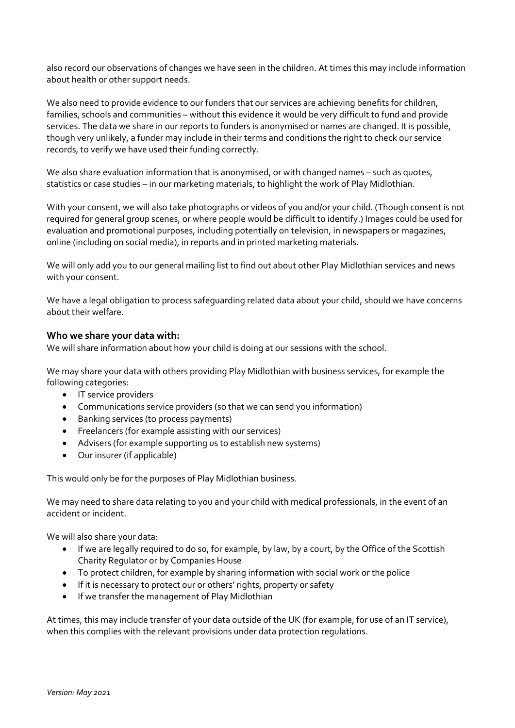also record our observations of changes we have seen in the children. At times this may include information about health or other support needs.

We also need to provide evidence to our funders that our services are achieving benefits for children, families, schools and communities – without this evidence it would be very difficult to fund and provide services. The data we share in our reports to funders is anonymised or names are changed. It is possible, though very unlikely, a funder may include in their terms and conditions the right to check our service records, to verify we have used their funding correctly.

We also share evaluation information that is anonymised, or with changed names – such as quotes, statistics or case studies – in our marketing materials, to highlight the work of Play Midlothian.

With your consent, we will also take photographs or videos of you and/or your child. (Though consent is not required for general group scenes, or where people would be difficult to identify.) Images could be used for evaluation and promotional purposes, including potentially on television, in newspapers or magazines, online (including on social media), in reports and in printed marketing materials.

We will only add you to our general mailing list to find out about other Play Midlothian services and news with your consent.

We have a legal obligation to process safeguarding related data about your child, should we have concerns about their welfare.

### Who we share your data with:

We will share information about how your child is doing at our sessions with the school.

We may share your data with others providing Play Midlothian with business services, for example the following categories:

- IT service providers
- Communications service providers (so that we can send you information)
- Banking services (to process payments)
- Freelancers (for example assisting with our services)
- Advisers (for example supporting us to establish new systems)
- Our insurer (if applicable)

This would only be for the purposes of Play Midlothian business.

We may need to share data relating to you and your child with medical professionals, in the event of an accident or incident.

We will also share your data:

- If we are legally required to do so, for example, by law, by a court, by the Office of the Scottish Charity Regulator or by Companies House
- To protect children, for example by sharing information with social work or the police
- If it is necessary to protect our or others' rights, property or safety
- If we transfer the management of Play Midlothian

At times, this may include transfer of your data outside of the UK (for example, for use of an IT service), when this complies with the relevant provisions under data protection regulations.

*Version: May 2021*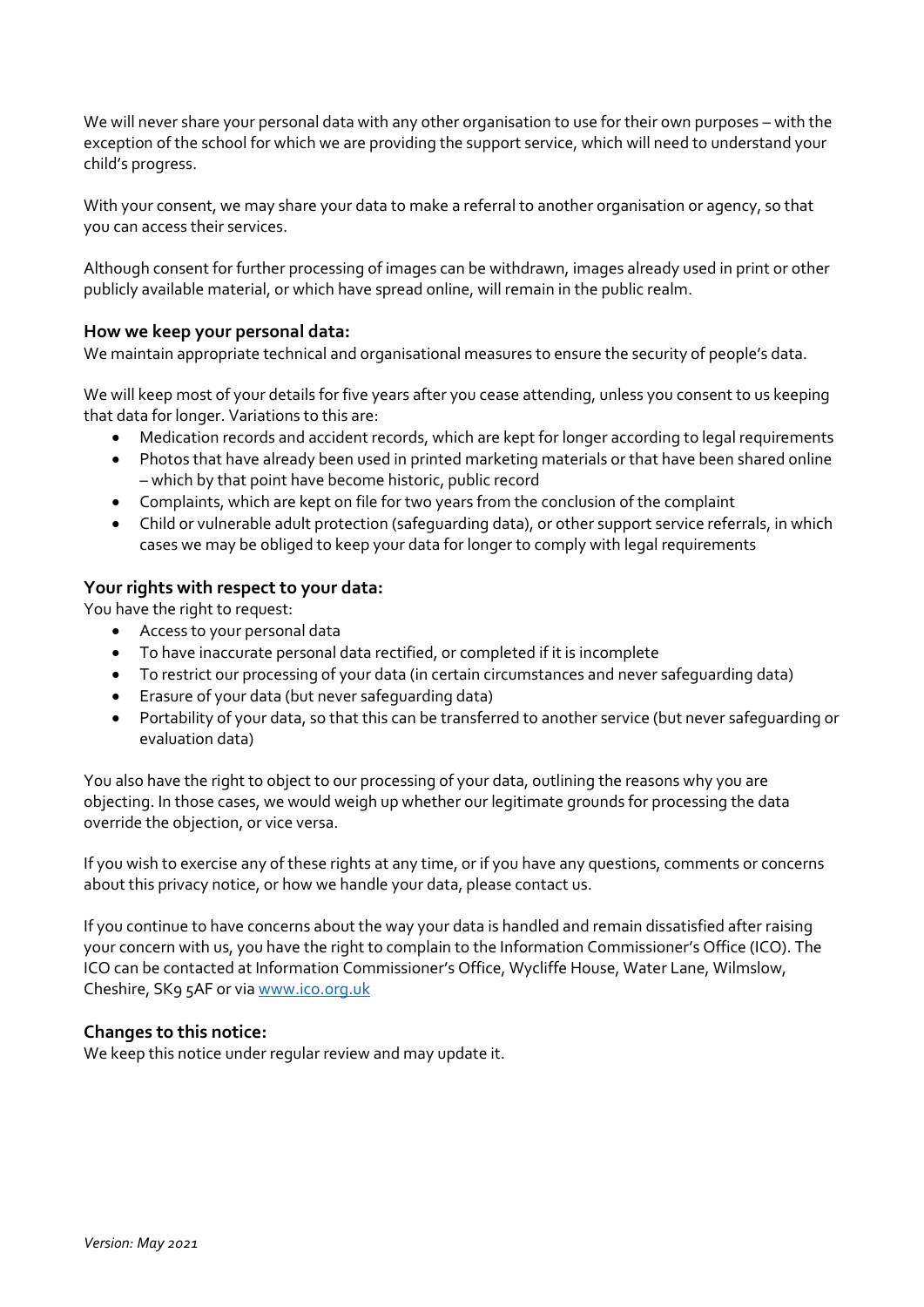We will never share your personal data with any other organisation to use for their own purposes – with the exception of the school for which we are providing the support service, which will need to understand your child's progress.

With your consent, we may share your data to make a referral to another organisation or agency, so that you can access their services.

Although consent for further processing of images can be withdrawn, images already used in print or other publicly available material, or which have spread online, will remain in the public realm.

### How we keep your personal data:

We maintain appropriate technical and organisational measures to ensure the security of people's data.

We will keep most of your details for five years after you cease attending, unless you consent to us keeping that data for longer. Variations to this are:

- Medication records and accident records, which are kept for longer according to legal requirements
- Photos that have already been used in printed marketing materials or that have been shared online – which by that point have become historic, public record
- Complaints, which are kept on file for two years from the conclusion of the complaint
- Child or vulnerable adult protection (safeguarding data), or other support service referrals, in which cases we may be obliged to keep your data for longer to comply with legal requirements

### Your rights with respect to your data:

You have the right to request:

- Access to your personal data
- To have inaccurate personal data rectified, or completed if it is incomplete
- To restrict our processing of your data (in certain circumstances and never safeguarding data)
- Erasure of your data (but never safeguarding data)
- Portability of your data, so that this can be transferred to another service (but never safeguarding or evaluation data)

You also have the right to object to our processing of your data, outlining the reasons why you are objecting. In those cases, we would weigh up whether our legitimate grounds for processing the data override the objection, or vice versa.

If you wish to exercise any of these rights at any time, or if you have any questions, comments or concerns about this privacy notice, or how we handle your data, please contact us.

If you continue to have concerns about the way your data is handled and remain dissatisfied after raising your concern with us, you have the right to complain to the Information Commissioner's Office (ICO). The ICO can be contacted at Information Commissioner's Office, Wycliffe House, Water Lane, Wilmslow, Cheshire, SK9 5AF or via [www.ico.org.uk](http://www.ico.org.uk)

### Changes to this notice:

We keep this notice under regular review and may update it.

*Version: May 2021*